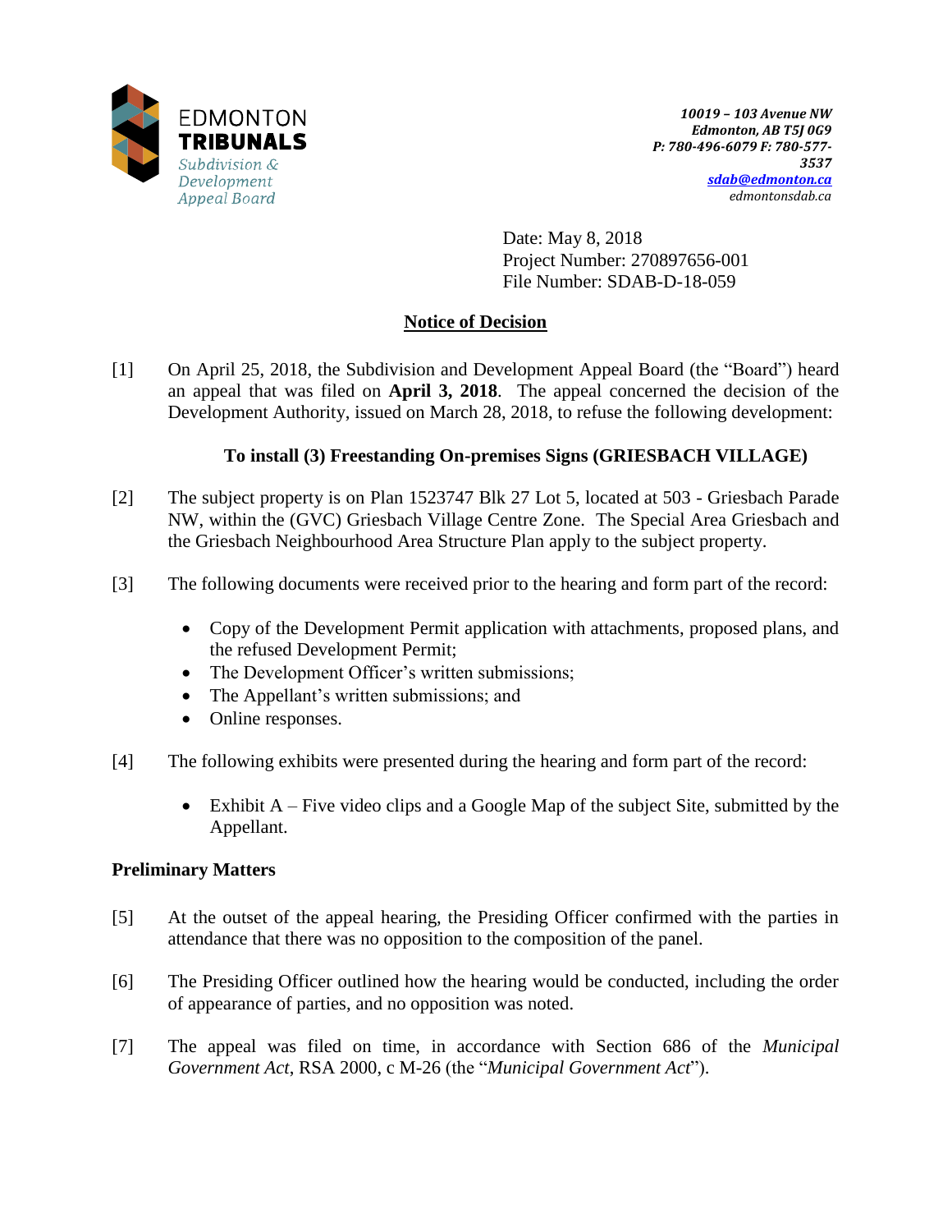EDMONTON **TRIBUNALS**
*Subdivision & Development Appeal Board*

***10019 – 103 Avenue NW***
***Edmonton, AB T5J 0G9***
***P: 780-496-6079 F: 780-577-3537***
***sdab@edmonton.ca***
*edmontonsdab.ca*

Date: May 8, 2018
Project Number: 270897656-001
File Number: SDAB-D-18-059

## Notice of Decision

[1] On April 25, 2018, the Subdivision and Development Appeal Board (the "Board") heard an appeal that was filed on **April 3, 2018**. The appeal concerned the decision of the Development Authority, issued on March 28, 2018, to refuse the following development:

**To install (3) Freestanding On-premises Signs (GRIESBACH VILLAGE)**

[2] The subject property is on Plan 1523747 Blk 27 Lot 5, located at 503 - Griesbach Parade NW, within the (GVC) Griesbach Village Centre Zone. The Special Area Griesbach and the Griesbach Neighbourhood Area Structure Plan apply to the subject property.

[3] The following documents were received prior to the hearing and form part of the record:

- Copy of the Development Permit application with attachments, proposed plans, and the refused Development Permit;
- The Development Officer's written submissions;
- The Appellant's written submissions; and
- Online responses.

[4] The following exhibits were presented during the hearing and form part of the record:

- Exhibit A – Five video clips and a Google Map of the subject Site, submitted by the Appellant.

### Preliminary Matters

[5] At the outset of the appeal hearing, the Presiding Officer confirmed with the parties in attendance that there was no opposition to the composition of the panel.

[6] The Presiding Officer outlined how the hearing would be conducted, including the order of appearance of parties, and no opposition was noted.

[7] The appeal was filed on time, in accordance with Section 686 of the *Municipal Government Act*, RSA 2000, c M-26 (the "*Municipal Government Act*").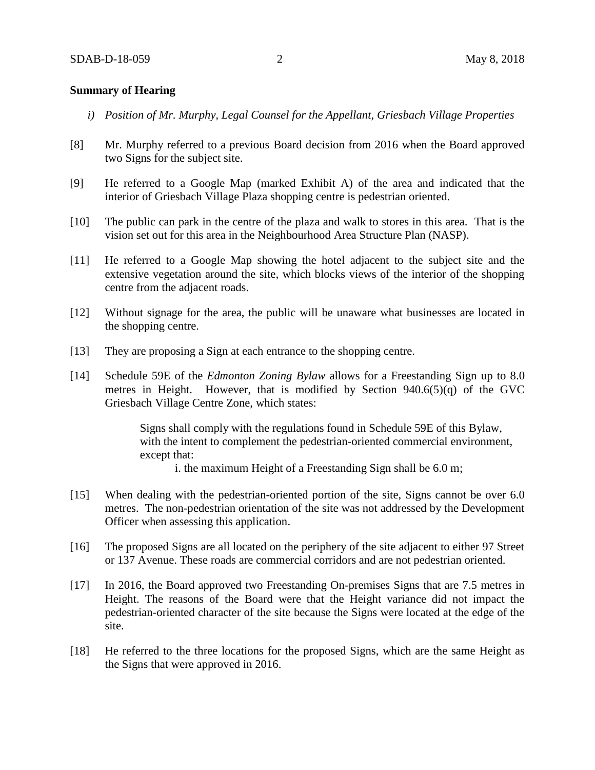**Summary of Hearing**

*i) Position of Mr. Murphy, Legal Counsel for the Appellant, Griesbach Village Properties*

[8] Mr. Murphy referred to a previous Board decision from 2016 when the Board approved two Signs for the subject site.

[9] He referred to a Google Map (marked Exhibit A) of the area and indicated that the interior of Griesbach Village Plaza shopping centre is pedestrian oriented.

[10] The public can park in the centre of the plaza and walk to stores in this area. That is the vision set out for this area in the Neighbourhood Area Structure Plan (NASP).

[11] He referred to a Google Map showing the hotel adjacent to the subject site and the extensive vegetation around the site, which blocks views of the interior of the shopping centre from the adjacent roads.

[12] Without signage for the area, the public will be unaware what businesses are located in the shopping centre.

[13] They are proposing a Sign at each entrance to the shopping centre.

[14] Schedule 59E of the *Edmonton Zoning Bylaw* allows for a Freestanding Sign up to 8.0 metres in Height. However, that is modified by Section 940.6(5)(q) of the GVC Griesbach Village Centre Zone, which states:

> Signs shall comply with the regulations found in Schedule 59E of this Bylaw, with the intent to complement the pedestrian-oriented commercial environment, except that:
>
> i. the maximum Height of a Freestanding Sign shall be 6.0 m;

[15] When dealing with the pedestrian-oriented portion of the site, Signs cannot be over 6.0 metres. The non-pedestrian orientation of the site was not addressed by the Development Officer when assessing this application.

[16] The proposed Signs are all located on the periphery of the site adjacent to either 97 Street or 137 Avenue. These roads are commercial corridors and are not pedestrian oriented.

[17] In 2016, the Board approved two Freestanding On-premises Signs that are 7.5 metres in Height. The reasons of the Board were that the Height variance did not impact the pedestrian-oriented character of the site because the Signs were located at the edge of the site.

[18] He referred to the three locations for the proposed Signs, which are the same Height as the Signs that were approved in 2016.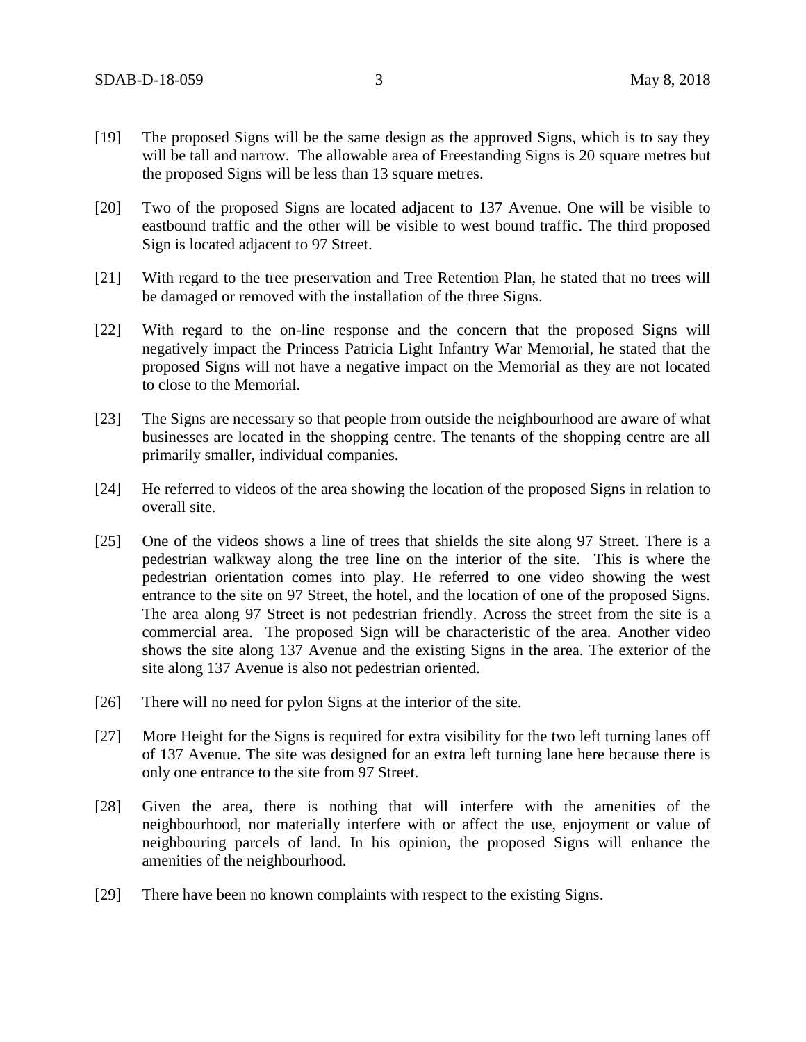[19] The proposed Signs will be the same design as the approved Signs, which is to say they will be tall and narrow. The allowable area of Freestanding Signs is 20 square metres but the proposed Signs will be less than 13 square metres.

[20] Two of the proposed Signs are located adjacent to 137 Avenue. One will be visible to eastbound traffic and the other will be visible to west bound traffic. The third proposed Sign is located adjacent to 97 Street.

[21] With regard to the tree preservation and Tree Retention Plan, he stated that no trees will be damaged or removed with the installation of the three Signs.

[22] With regard to the on-line response and the concern that the proposed Signs will negatively impact the Princess Patricia Light Infantry War Memorial, he stated that the proposed Signs will not have a negative impact on the Memorial as they are not located to close to the Memorial.

[23] The Signs are necessary so that people from outside the neighbourhood are aware of what businesses are located in the shopping centre. The tenants of the shopping centre are all primarily smaller, individual companies.

[24] He referred to videos of the area showing the location of the proposed Signs in relation to overall site.

[25] One of the videos shows a line of trees that shields the site along 97 Street. There is a pedestrian walkway along the tree line on the interior of the site. This is where the pedestrian orientation comes into play. He referred to one video showing the west entrance to the site on 97 Street, the hotel, and the location of one of the proposed Signs. The area along 97 Street is not pedestrian friendly. Across the street from the site is a commercial area. The proposed Sign will be characteristic of the area. Another video shows the site along 137 Avenue and the existing Signs in the area. The exterior of the site along 137 Avenue is also not pedestrian oriented.

[26] There will no need for pylon Signs at the interior of the site.

[27] More Height for the Signs is required for extra visibility for the two left turning lanes off of 137 Avenue. The site was designed for an extra left turning lane here because there is only one entrance to the site from 97 Street.

[28] Given the area, there is nothing that will interfere with the amenities of the neighbourhood, nor materially interfere with or affect the use, enjoyment or value of neighbouring parcels of land. In his opinion, the proposed Signs will enhance the amenities of the neighbourhood.

[29] There have been no known complaints with respect to the existing Signs.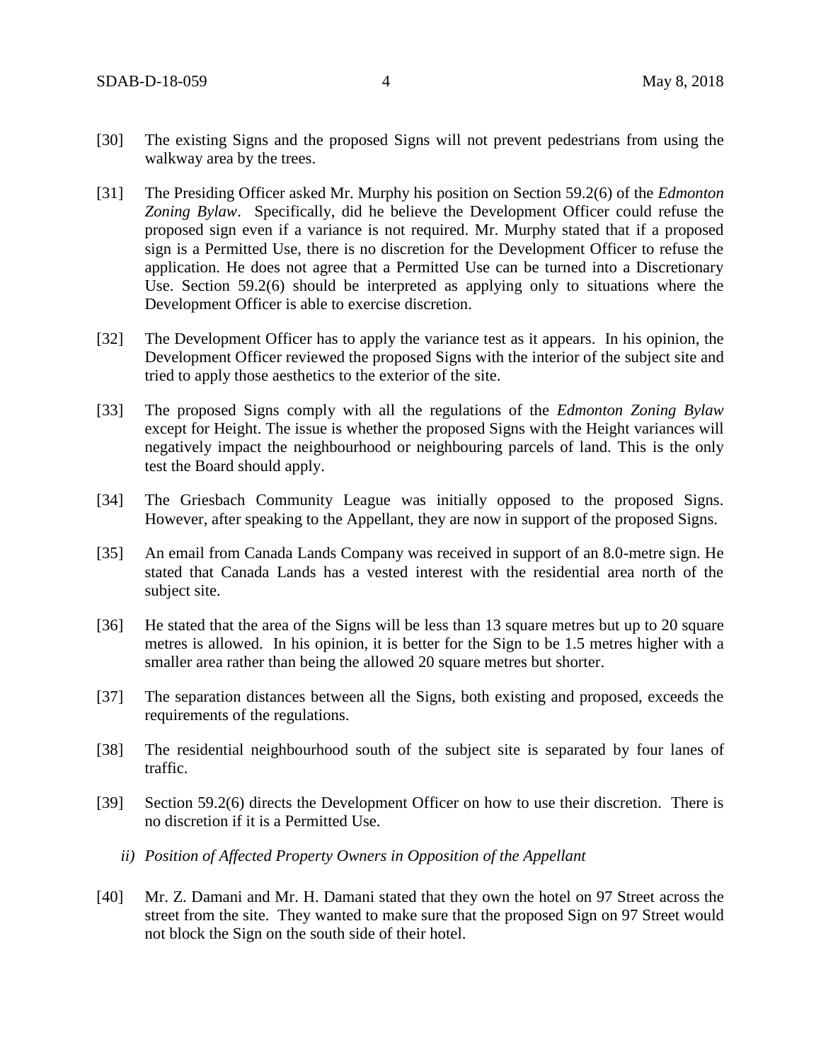[30] The existing Signs and the proposed Signs will not prevent pedestrians from using the walkway area by the trees.

[31] The Presiding Officer asked Mr. Murphy his position on Section 59.2(6) of the *Edmonton Zoning Bylaw*. Specifically, did he believe the Development Officer could refuse the proposed sign even if a variance is not required. Mr. Murphy stated that if a proposed sign is a Permitted Use, there is no discretion for the Development Officer to refuse the application. He does not agree that a Permitted Use can be turned into a Discretionary Use. Section 59.2(6) should be interpreted as applying only to situations where the Development Officer is able to exercise discretion.

[32] The Development Officer has to apply the variance test as it appears. In his opinion, the Development Officer reviewed the proposed Signs with the interior of the subject site and tried to apply those aesthetics to the exterior of the site.

[33] The proposed Signs comply with all the regulations of the *Edmonton Zoning Bylaw* except for Height. The issue is whether the proposed Signs with the Height variances will negatively impact the neighbourhood or neighbouring parcels of land. This is the only test the Board should apply.

[34] The Griesbach Community League was initially opposed to the proposed Signs. However, after speaking to the Appellant, they are now in support of the proposed Signs.

[35] An email from Canada Lands Company was received in support of an 8.0-metre sign. He stated that Canada Lands has a vested interest with the residential area north of the subject site.

[36] He stated that the area of the Signs will be less than 13 square metres but up to 20 square metres is allowed. In his opinion, it is better for the Sign to be 1.5 metres higher with a smaller area rather than being the allowed 20 square metres but shorter.

[37] The separation distances between all the Signs, both existing and proposed, exceeds the requirements of the regulations.

[38] The residential neighbourhood south of the subject site is separated by four lanes of traffic.

[39] Section 59.2(6) directs the Development Officer on how to use their discretion. There is no discretion if it is a Permitted Use.

*ii) Position of Affected Property Owners in Opposition of the Appellant*

[40] Mr. Z. Damani and Mr. H. Damani stated that they own the hotel on 97 Street across the street from the site. They wanted to make sure that the proposed Sign on 97 Street would not block the Sign on the south side of their hotel.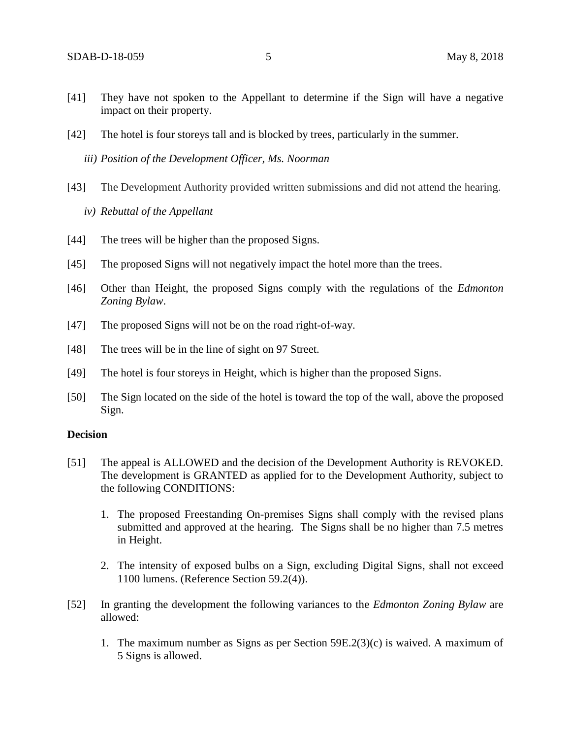[41] They have not spoken to the Appellant to determine if the Sign will have a negative impact on their property.

[42] The hotel is four storeys tall and is blocked by trees, particularly in the summer.

*iii) Position of the Development Officer, Ms. Noorman*

[43] The Development Authority provided written submissions and did not attend the hearing.

*iv) Rebuttal of the Appellant*

[44] The trees will be higher than the proposed Signs.

[45] The proposed Signs will not negatively impact the hotel more than the trees.

[46] Other than Height, the proposed Signs comply with the regulations of the *Edmonton Zoning Bylaw*.

[47] The proposed Signs will not be on the road right-of-way.

[48] The trees will be in the line of sight on 97 Street.

[49] The hotel is four storeys in Height, which is higher than the proposed Signs.

[50] The Sign located on the side of the hotel is toward the top of the wall, above the proposed Sign.

**Decision**

[51] The appeal is ALLOWED and the decision of the Development Authority is REVOKED. The development is GRANTED as applied for to the Development Authority, subject to the following CONDITIONS:

1. The proposed Freestanding On-premises Signs shall comply with the revised plans submitted and approved at the hearing. The Signs shall be no higher than 7.5 metres in Height.
2. The intensity of exposed bulbs on a Sign, excluding Digital Signs, shall not exceed 1100 lumens. (Reference Section 59.2(4)).

[52] In granting the development the following variances to the *Edmonton Zoning Bylaw* are allowed:

1. The maximum number as Signs as per Section 59E.2(3)(c) is waived. A maximum of 5 Signs is allowed.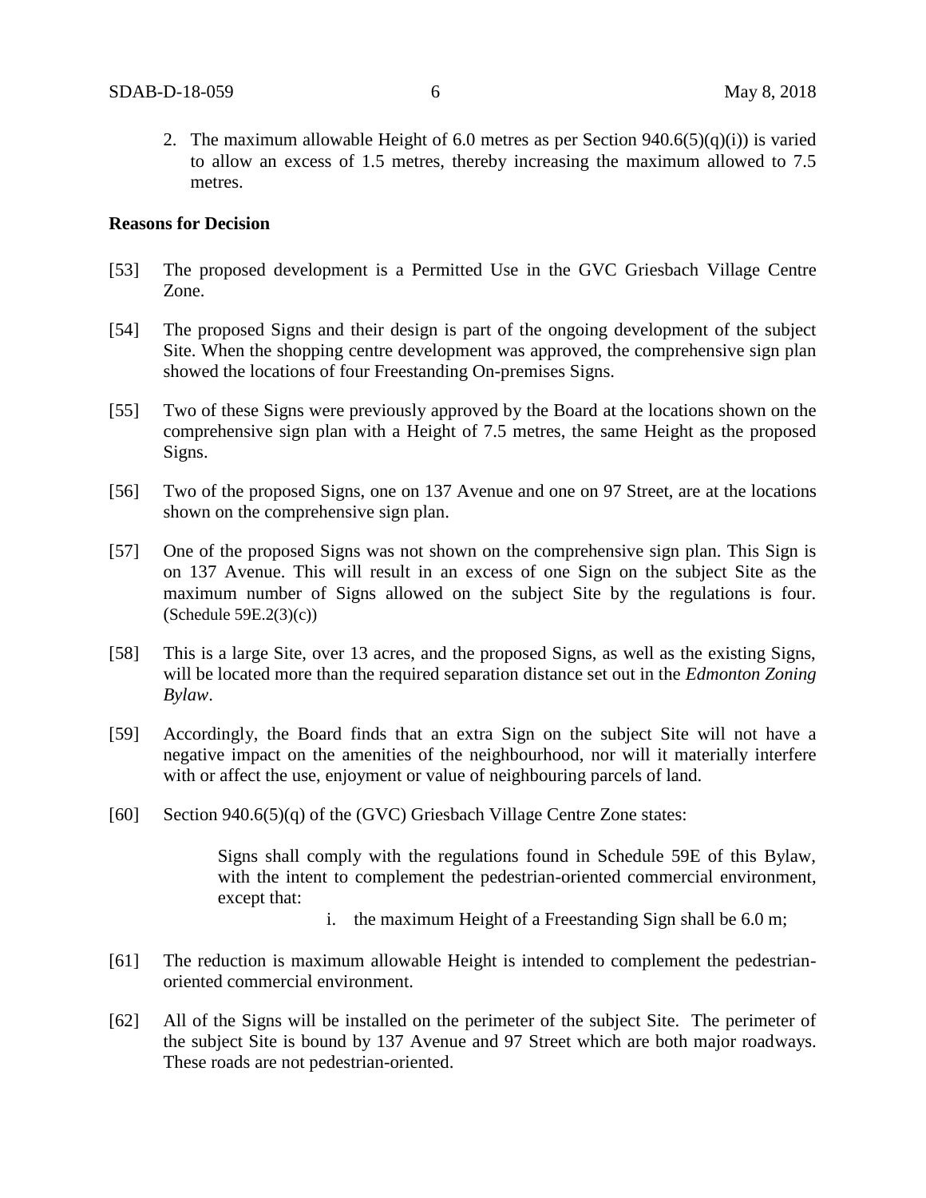2. The maximum allowable Height of 6.0 metres as per Section 940.6(5)(q)(i)) is varied to allow an excess of 1.5 metres, thereby increasing the maximum allowed to 7.5 metres.

**Reasons for Decision**

[53] The proposed development is a Permitted Use in the GVC Griesbach Village Centre Zone.

[54] The proposed Signs and their design is part of the ongoing development of the subject Site. When the shopping centre development was approved, the comprehensive sign plan showed the locations of four Freestanding On-premises Signs.

[55] Two of these Signs were previously approved by the Board at the locations shown on the comprehensive sign plan with a Height of 7.5 metres, the same Height as the proposed Signs.

[56] Two of the proposed Signs, one on 137 Avenue and one on 97 Street, are at the locations shown on the comprehensive sign plan.

[57] One of the proposed Signs was not shown on the comprehensive sign plan. This Sign is on 137 Avenue. This will result in an excess of one Sign on the subject Site as the maximum number of Signs allowed on the subject Site by the regulations is four. (Schedule 59E.2(3)(c))

[58] This is a large Site, over 13 acres, and the proposed Signs, as well as the existing Signs, will be located more than the required separation distance set out in the *Edmonton Zoning Bylaw*.

[59] Accordingly, the Board finds that an extra Sign on the subject Site will not have a negative impact on the amenities of the neighbourhood, nor will it materially interfere with or affect the use, enjoyment or value of neighbouring parcels of land.

[60] Section 940.6(5)(q) of the (GVC) Griesbach Village Centre Zone states:

> Signs shall comply with the regulations found in Schedule 59E of this Bylaw, with the intent to complement the pedestrian-oriented commercial environment, except that:
>
> i. the maximum Height of a Freestanding Sign shall be 6.0 m;

[61] The reduction is maximum allowable Height is intended to complement the pedestrian-oriented commercial environment.

[62] All of the Signs will be installed on the perimeter of the subject Site. The perimeter of the subject Site is bound by 137 Avenue and 97 Street which are both major roadways. These roads are not pedestrian-oriented.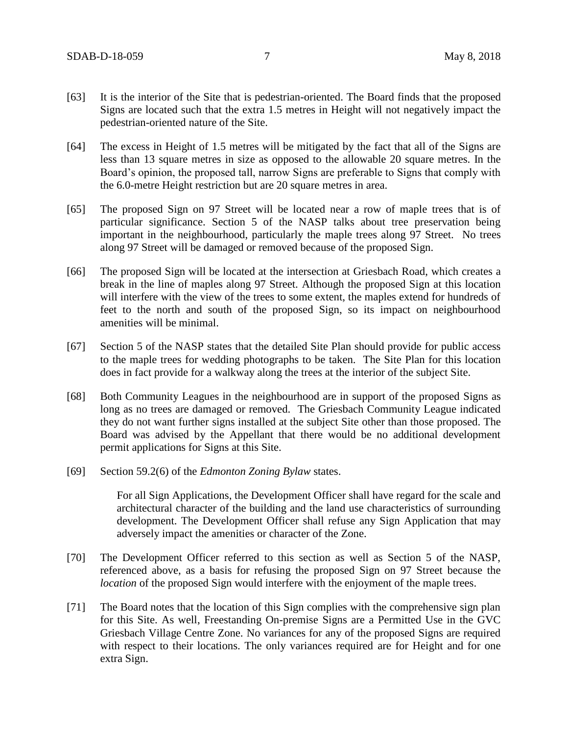[63] It is the interior of the Site that is pedestrian-oriented. The Board finds that the proposed Signs are located such that the extra 1.5 metres in Height will not negatively impact the pedestrian-oriented nature of the Site.

[64] The excess in Height of 1.5 metres will be mitigated by the fact that all of the Signs are less than 13 square metres in size as opposed to the allowable 20 square metres. In the Board's opinion, the proposed tall, narrow Signs are preferable to Signs that comply with the 6.0-metre Height restriction but are 20 square metres in area.

[65] The proposed Sign on 97 Street will be located near a row of maple trees that is of particular significance. Section 5 of the NASP talks about tree preservation being important in the neighbourhood, particularly the maple trees along 97 Street. No trees along 97 Street will be damaged or removed because of the proposed Sign.

[66] The proposed Sign will be located at the intersection at Griesbach Road, which creates a break in the line of maples along 97 Street. Although the proposed Sign at this location will interfere with the view of the trees to some extent, the maples extend for hundreds of feet to the north and south of the proposed Sign, so its impact on neighbourhood amenities will be minimal.

[67] Section 5 of the NASP states that the detailed Site Plan should provide for public access to the maple trees for wedding photographs to be taken. The Site Plan for this location does in fact provide for a walkway along the trees at the interior of the subject Site.

[68] Both Community Leagues in the neighbourhood are in support of the proposed Signs as long as no trees are damaged or removed. The Griesbach Community League indicated they do not want further signs installed at the subject Site other than those proposed. The Board was advised by the Appellant that there would be no additional development permit applications for Signs at this Site.

[69] Section 59.2(6) of the *Edmonton Zoning Bylaw* states.

> For all Sign Applications, the Development Officer shall have regard for the scale and architectural character of the building and the land use characteristics of surrounding development. The Development Officer shall refuse any Sign Application that may adversely impact the amenities or character of the Zone.

[70] The Development Officer referred to this section as well as Section 5 of the NASP, referenced above, as a basis for refusing the proposed Sign on 97 Street because the *location* of the proposed Sign would interfere with the enjoyment of the maple trees.

[71] The Board notes that the location of this Sign complies with the comprehensive sign plan for this Site. As well, Freestanding On-premise Signs are a Permitted Use in the GVC Griesbach Village Centre Zone. No variances for any of the proposed Signs are required with respect to their locations. The only variances required are for Height and for one extra Sign.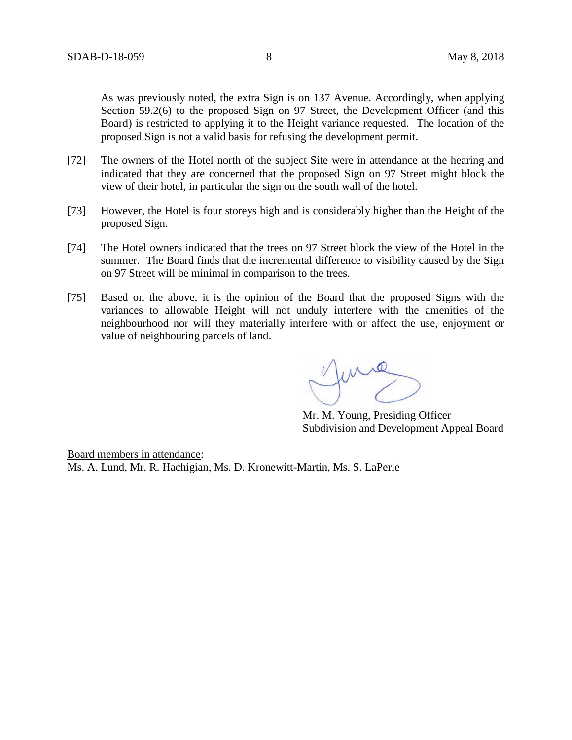As was previously noted, the extra Sign is on 137 Avenue. Accordingly, when applying Section 59.2(6) to the proposed Sign on 97 Street, the Development Officer (and this Board) is restricted to applying it to the Height variance requested. The location of the proposed Sign is not a valid basis for refusing the development permit.

[72] The owners of the Hotel north of the subject Site were in attendance at the hearing and indicated that they are concerned that the proposed Sign on 97 Street might block the view of their hotel, in particular the sign on the south wall of the hotel.

[73] However, the Hotel is four storeys high and is considerably higher than the Height of the proposed Sign.

[74] The Hotel owners indicated that the trees on 97 Street block the view of the Hotel in the summer. The Board finds that the incremental difference to visibility caused by the Sign on 97 Street will be minimal in comparison to the trees.

[75] Based on the above, it is the opinion of the Board that the proposed Signs with the variances to allowable Height will not unduly interfere with the amenities of the neighbourhood nor will they materially interfere with or affect the use, enjoyment or value of neighbouring parcels of land.

Mr. M. Young, Presiding Officer
Subdivision and Development Appeal Board

Board members in attendance:
Ms. A. Lund, Mr. R. Hachigian, Ms. D. Kronewitt-Martin, Ms. S. LaPerle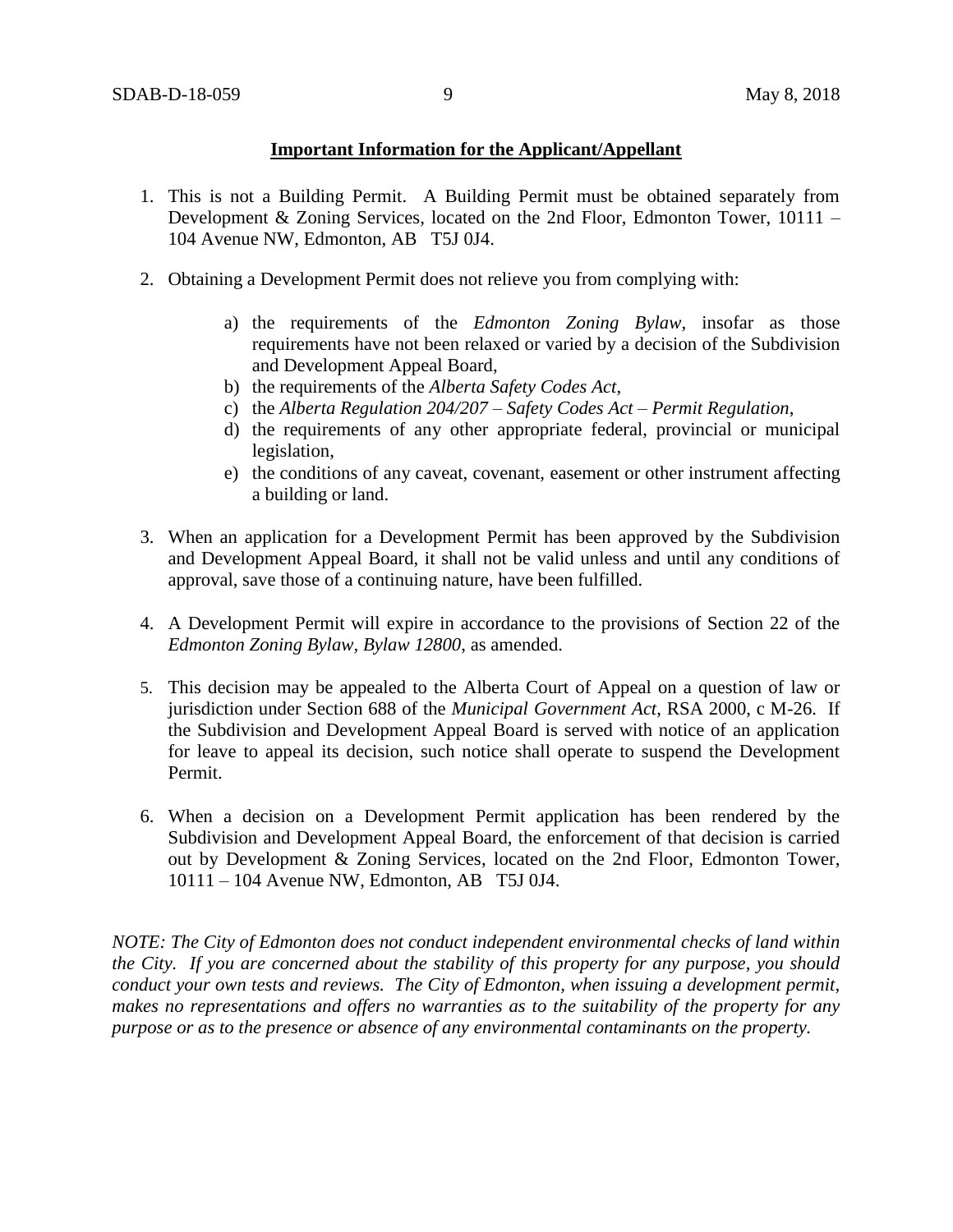**Important Information for the Applicant/Appellant**

1. This is not a Building Permit. A Building Permit must be obtained separately from Development & Zoning Services, located on the 2nd Floor, Edmonton Tower, 10111 – 104 Avenue NW, Edmonton, AB T5J 0J4.

2. Obtaining a Development Permit does not relieve you from complying with:

    a) the requirements of the *Edmonton Zoning Bylaw*, insofar as those requirements have not been relaxed or varied by a decision of the Subdivision and Development Appeal Board,
    b) the requirements of the *Alberta Safety Codes Act*,
    c) the *Alberta Regulation 204/207 – Safety Codes Act – Permit Regulation*,
    d) the requirements of any other appropriate federal, provincial or municipal legislation,
    e) the conditions of any caveat, covenant, easement or other instrument affecting a building or land.

3. When an application for a Development Permit has been approved by the Subdivision and Development Appeal Board, it shall not be valid unless and until any conditions of approval, save those of a continuing nature, have been fulfilled.

4. A Development Permit will expire in accordance to the provisions of Section 22 of the *Edmonton Zoning Bylaw, Bylaw 12800*, as amended.

5. This decision may be appealed to the Alberta Court of Appeal on a question of law or jurisdiction under Section 688 of the *Municipal Government Act*, RSA 2000, c M-26. If the Subdivision and Development Appeal Board is served with notice of an application for leave to appeal its decision, such notice shall operate to suspend the Development Permit.

6. When a decision on a Development Permit application has been rendered by the Subdivision and Development Appeal Board, the enforcement of that decision is carried out by Development & Zoning Services, located on the 2nd Floor, Edmonton Tower, 10111 – 104 Avenue NW, Edmonton, AB T5J 0J4.

*NOTE: The City of Edmonton does not conduct independent environmental checks of land within the City. If you are concerned about the stability of this property for any purpose, you should conduct your own tests and reviews. The City of Edmonton, when issuing a development permit, makes no representations and offers no warranties as to the suitability of the property for any purpose or as to the presence or absence of any environmental contaminants on the property.*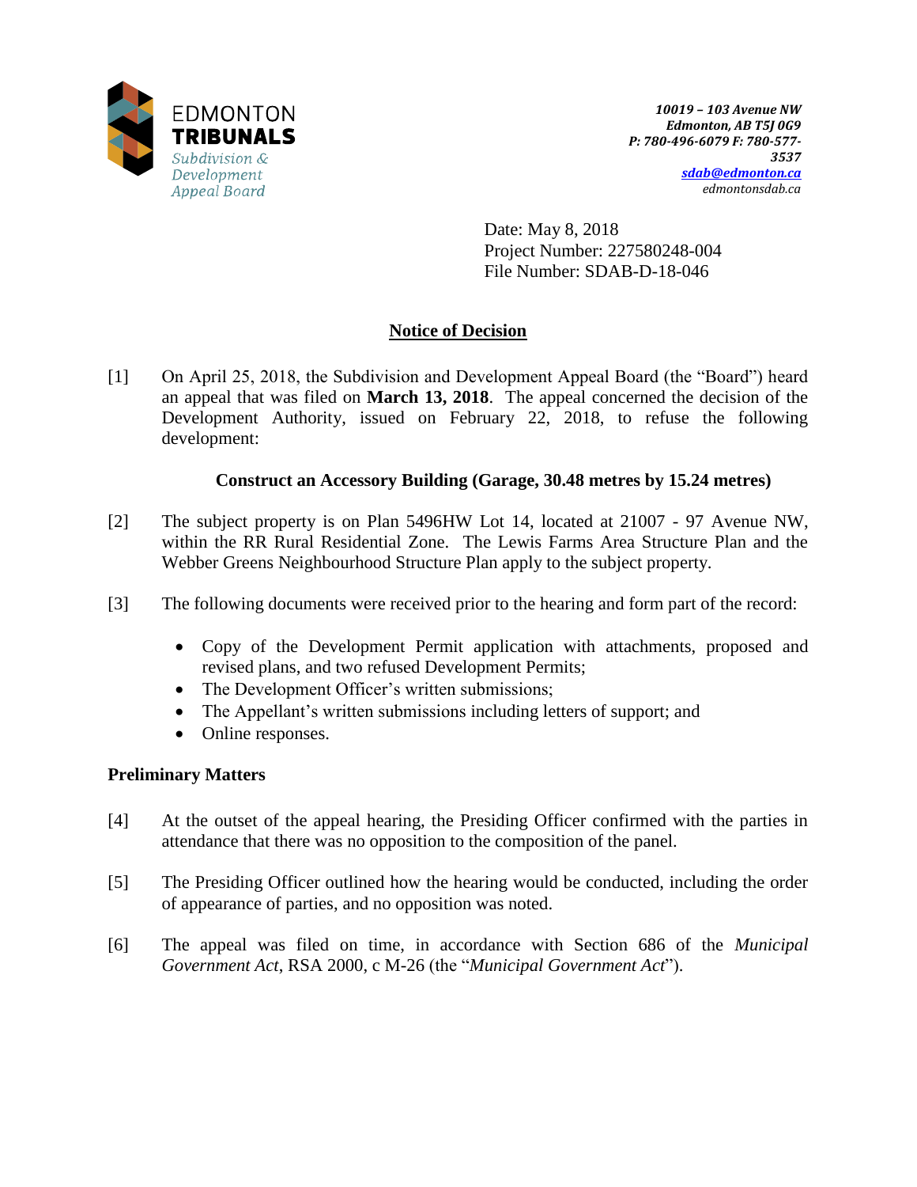EDMONTON
**TRIBUNALS**
*Subdivision & Development Appeal Board*

***10019 – 103 Avenue NW***
***Edmonton, AB T5J 0G9***
***P: 780-496-6079 F: 780-577-3537***
***sdab@edmonton.ca***
*edmontonsdab.ca*

Date: May 8, 2018
Project Number: 227580248-004
File Number: SDAB-D-18-046

## Notice of Decision

[1] On April 25, 2018, the Subdivision and Development Appeal Board (the "Board") heard an appeal that was filed on **March 13, 2018**. The appeal concerned the decision of the Development Authority, issued on February 22, 2018, to refuse the following development:

**Construct an Accessory Building (Garage, 30.48 metres by 15.24 metres)**

[2] The subject property is on Plan 5496HW Lot 14, located at 21007 - 97 Avenue NW, within the RR Rural Residential Zone. The Lewis Farms Area Structure Plan and the Webber Greens Neighbourhood Structure Plan apply to the subject property.

[3] The following documents were received prior to the hearing and form part of the record:

- Copy of the Development Permit application with attachments, proposed and revised plans, and two refused Development Permits;
- The Development Officer's written submissions;
- The Appellant's written submissions including letters of support; and
- Online responses.

### Preliminary Matters

[4] At the outset of the appeal hearing, the Presiding Officer confirmed with the parties in attendance that there was no opposition to the composition of the panel.

[5] The Presiding Officer outlined how the hearing would be conducted, including the order of appearance of parties, and no opposition was noted.

[6] The appeal was filed on time, in accordance with Section 686 of the *Municipal Government Act*, RSA 2000, c M-26 (the "*Municipal Government Act*").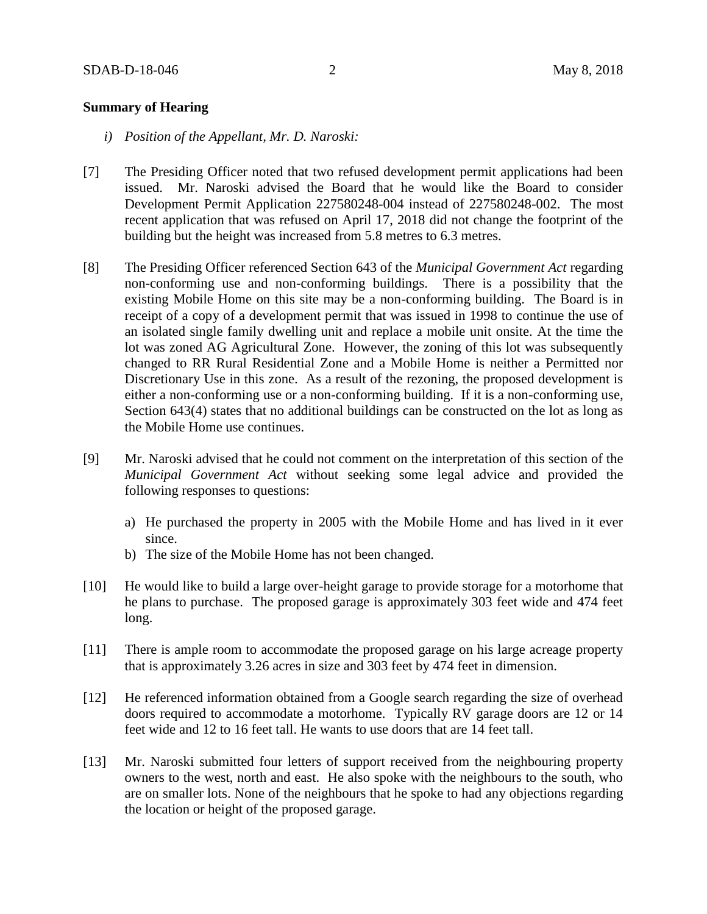**Summary of Hearing**

*i) Position of the Appellant, Mr. D. Naroski:*

[7] The Presiding Officer noted that two refused development permit applications had been issued. Mr. Naroski advised the Board that he would like the Board to consider Development Permit Application 227580248-004 instead of 227580248-002. The most recent application that was refused on April 17, 2018 did not change the footprint of the building but the height was increased from 5.8 metres to 6.3 metres.

[8] The Presiding Officer referenced Section 643 of the *Municipal Government Act* regarding non-conforming use and non-conforming buildings. There is a possibility that the existing Mobile Home on this site may be a non-conforming building. The Board is in receipt of a copy of a development permit that was issued in 1998 to continue the use of an isolated single family dwelling unit and replace a mobile unit onsite. At the time the lot was zoned AG Agricultural Zone. However, the zoning of this lot was subsequently changed to RR Rural Residential Zone and a Mobile Home is neither a Permitted nor Discretionary Use in this zone. As a result of the rezoning, the proposed development is either a non-conforming use or a non-conforming building. If it is a non-conforming use, Section 643(4) states that no additional buildings can be constructed on the lot as long as the Mobile Home use continues.

[9] Mr. Naroski advised that he could not comment on the interpretation of this section of the *Municipal Government Act* without seeking some legal advice and provided the following responses to questions:

a) He purchased the property in 2005 with the Mobile Home and has lived in it ever since.
b) The size of the Mobile Home has not been changed.

[10] He would like to build a large over-height garage to provide storage for a motorhome that he plans to purchase. The proposed garage is approximately 303 feet wide and 474 feet long.

[11] There is ample room to accommodate the proposed garage on his large acreage property that is approximately 3.26 acres in size and 303 feet by 474 feet in dimension.

[12] He referenced information obtained from a Google search regarding the size of overhead doors required to accommodate a motorhome. Typically RV garage doors are 12 or 14 feet wide and 12 to 16 feet tall. He wants to use doors that are 14 feet tall.

[13] Mr. Naroski submitted four letters of support received from the neighbouring property owners to the west, north and east. He also spoke with the neighbours to the south, who are on smaller lots. None of the neighbours that he spoke to had any objections regarding the location or height of the proposed garage.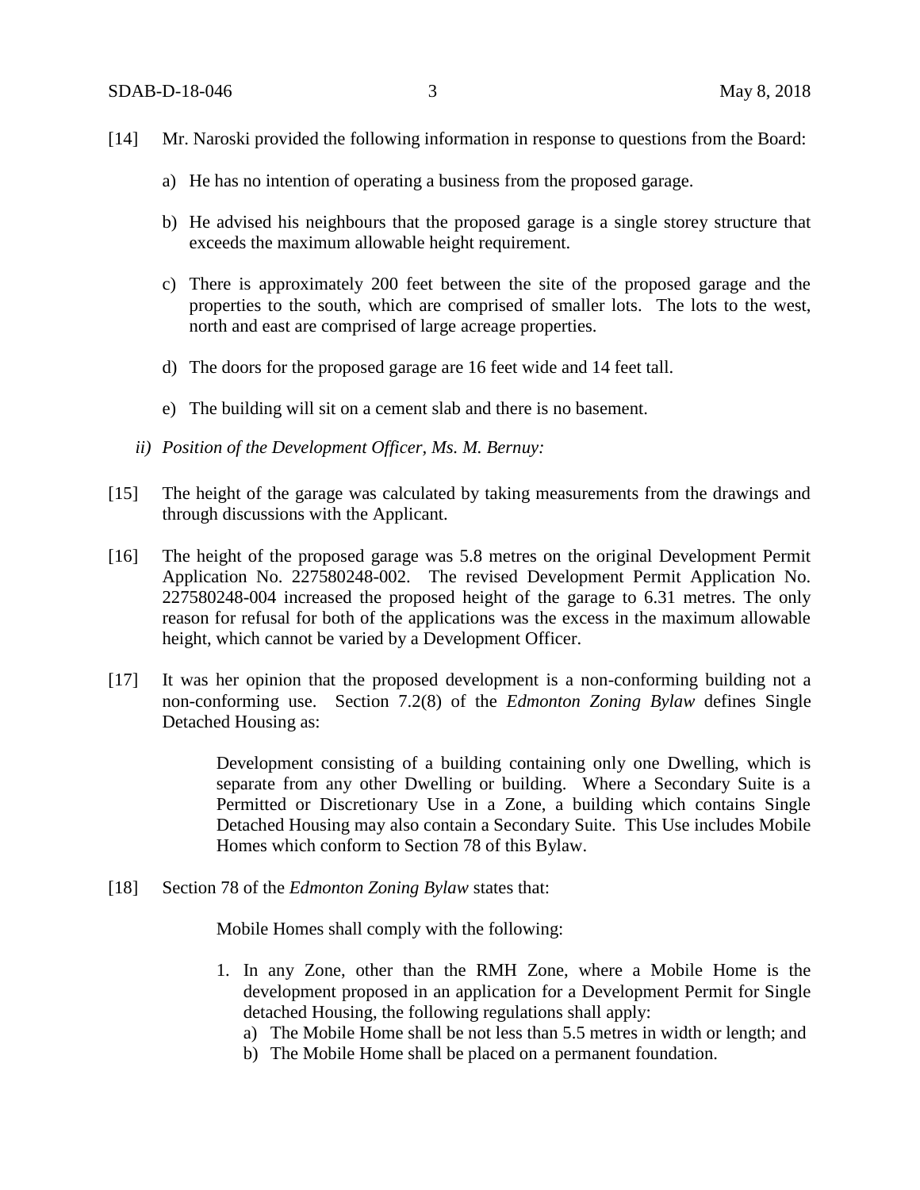[14] Mr. Naroski provided the following information in response to questions from the Board:

a) He has no intention of operating a business from the proposed garage.

b) He advised his neighbours that the proposed garage is a single storey structure that exceeds the maximum allowable height requirement.

c) There is approximately 200 feet between the site of the proposed garage and the properties to the south, which are comprised of smaller lots. The lots to the west, north and east are comprised of large acreage properties.

d) The doors for the proposed garage are 16 feet wide and 14 feet tall.

e) The building will sit on a cement slab and there is no basement.

*ii) Position of the Development Officer, Ms. M. Bernuy:*

[15] The height of the garage was calculated by taking measurements from the drawings and through discussions with the Applicant.

[16] The height of the proposed garage was 5.8 metres on the original Development Permit Application No. 227580248-002. The revised Development Permit Application No. 227580248-004 increased the proposed height of the garage to 6.31 metres. The only reason for refusal for both of the applications was the excess in the maximum allowable height, which cannot be varied by a Development Officer.

[17] It was her opinion that the proposed development is a non-conforming building not a non-conforming use. Section 7.2(8) of the *Edmonton Zoning Bylaw* defines Single Detached Housing as:

> Development consisting of a building containing only one Dwelling, which is separate from any other Dwelling or building. Where a Secondary Suite is a Permitted or Discretionary Use in a Zone, a building which contains Single Detached Housing may also contain a Secondary Suite. This Use includes Mobile Homes which conform to Section 78 of this Bylaw.

[18] Section 78 of the *Edmonton Zoning Bylaw* states that:

> Mobile Homes shall comply with the following:
>
> 1. In any Zone, other than the RMH Zone, where a Mobile Home is the development proposed in an application for a Development Permit for Single detached Housing, the following regulations shall apply:
>    a) The Mobile Home shall be not less than 5.5 metres in width or length; and
>    b) The Mobile Home shall be placed on a permanent foundation.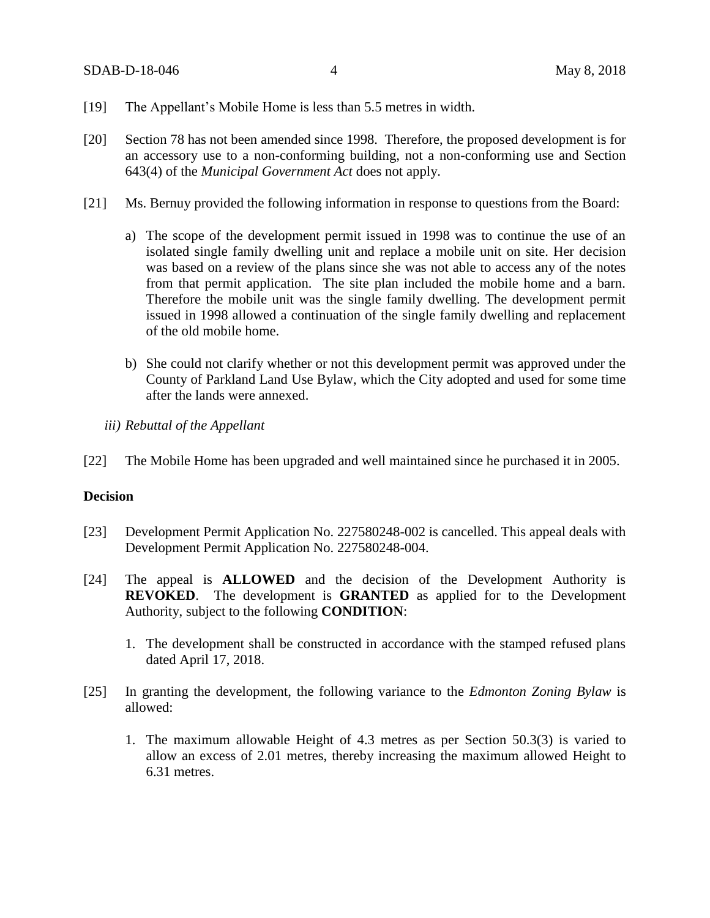[19] The Appellant's Mobile Home is less than 5.5 metres in width.

[20] Section 78 has not been amended since 1998. Therefore, the proposed development is for an accessory use to a non-conforming building, not a non-conforming use and Section 643(4) of the *Municipal Government Act* does not apply.

[21] Ms. Bernuy provided the following information in response to questions from the Board:

a) The scope of the development permit issued in 1998 was to continue the use of an isolated single family dwelling unit and replace a mobile unit on site. Her decision was based on a review of the plans since she was not able to access any of the notes from that permit application. The site plan included the mobile home and a barn. Therefore the mobile unit was the single family dwelling. The development permit issued in 1998 allowed a continuation of the single family dwelling and replacement of the old mobile home.

b) She could not clarify whether or not this development permit was approved under the County of Parkland Land Use Bylaw, which the City adopted and used for some time after the lands were annexed.

*iii) Rebuttal of the Appellant*

[22] The Mobile Home has been upgraded and well maintained since he purchased it in 2005.

**Decision**

[23] Development Permit Application No. 227580248-002 is cancelled. This appeal deals with Development Permit Application No. 227580248-004.

[24] The appeal is **ALLOWED** and the decision of the Development Authority is **REVOKED**. The development is **GRANTED** as applied for to the Development Authority, subject to the following **CONDITION**:

1. The development shall be constructed in accordance with the stamped refused plans dated April 17, 2018.

[25] In granting the development, the following variance to the *Edmonton Zoning Bylaw* is allowed:

1. The maximum allowable Height of 4.3 metres as per Section 50.3(3) is varied to allow an excess of 2.01 metres, thereby increasing the maximum allowed Height to 6.31 metres.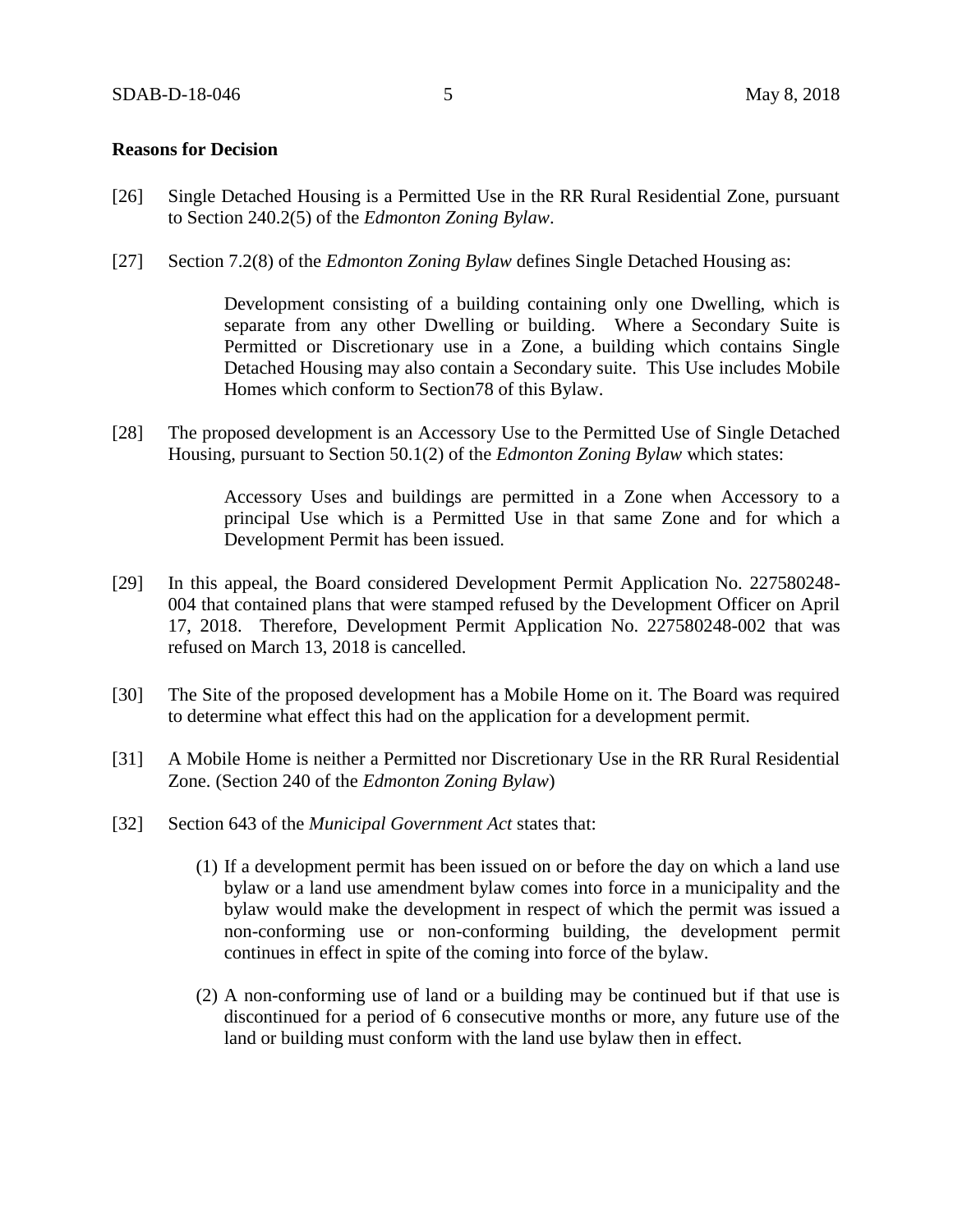**Reasons for Decision**

[26] Single Detached Housing is a Permitted Use in the RR Rural Residential Zone, pursuant to Section 240.2(5) of the *Edmonton Zoning Bylaw*.

[27] Section 7.2(8) of the *Edmonton Zoning Bylaw* defines Single Detached Housing as:

> Development consisting of a building containing only one Dwelling, which is separate from any other Dwelling or building. Where a Secondary Suite is Permitted or Discretionary use in a Zone, a building which contains Single Detached Housing may also contain a Secondary suite. This Use includes Mobile Homes which conform to Section78 of this Bylaw.

[28] The proposed development is an Accessory Use to the Permitted Use of Single Detached Housing, pursuant to Section 50.1(2) of the *Edmonton Zoning Bylaw* which states:

> Accessory Uses and buildings are permitted in a Zone when Accessory to a principal Use which is a Permitted Use in that same Zone and for which a Development Permit has been issued.

[29] In this appeal, the Board considered Development Permit Application No. 227580248-004 that contained plans that were stamped refused by the Development Officer on April 17, 2018. Therefore, Development Permit Application No. 227580248-002 that was refused on March 13, 2018 is cancelled.

[30] The Site of the proposed development has a Mobile Home on it. The Board was required to determine what effect this had on the application for a development permit.

[31] A Mobile Home is neither a Permitted nor Discretionary Use in the RR Rural Residential Zone. (Section 240 of the *Edmonton Zoning Bylaw*)

[32] Section 643 of the *Municipal Government Act* states that:

> (1) If a development permit has been issued on or before the day on which a land use bylaw or a land use amendment bylaw comes into force in a municipality and the bylaw would make the development in respect of which the permit was issued a non-conforming use or non-conforming building, the development permit continues in effect in spite of the coming into force of the bylaw.
>
> (2) A non-conforming use of land or a building may be continued but if that use is discontinued for a period of 6 consecutive months or more, any future use of the land or building must conform with the land use bylaw then in effect.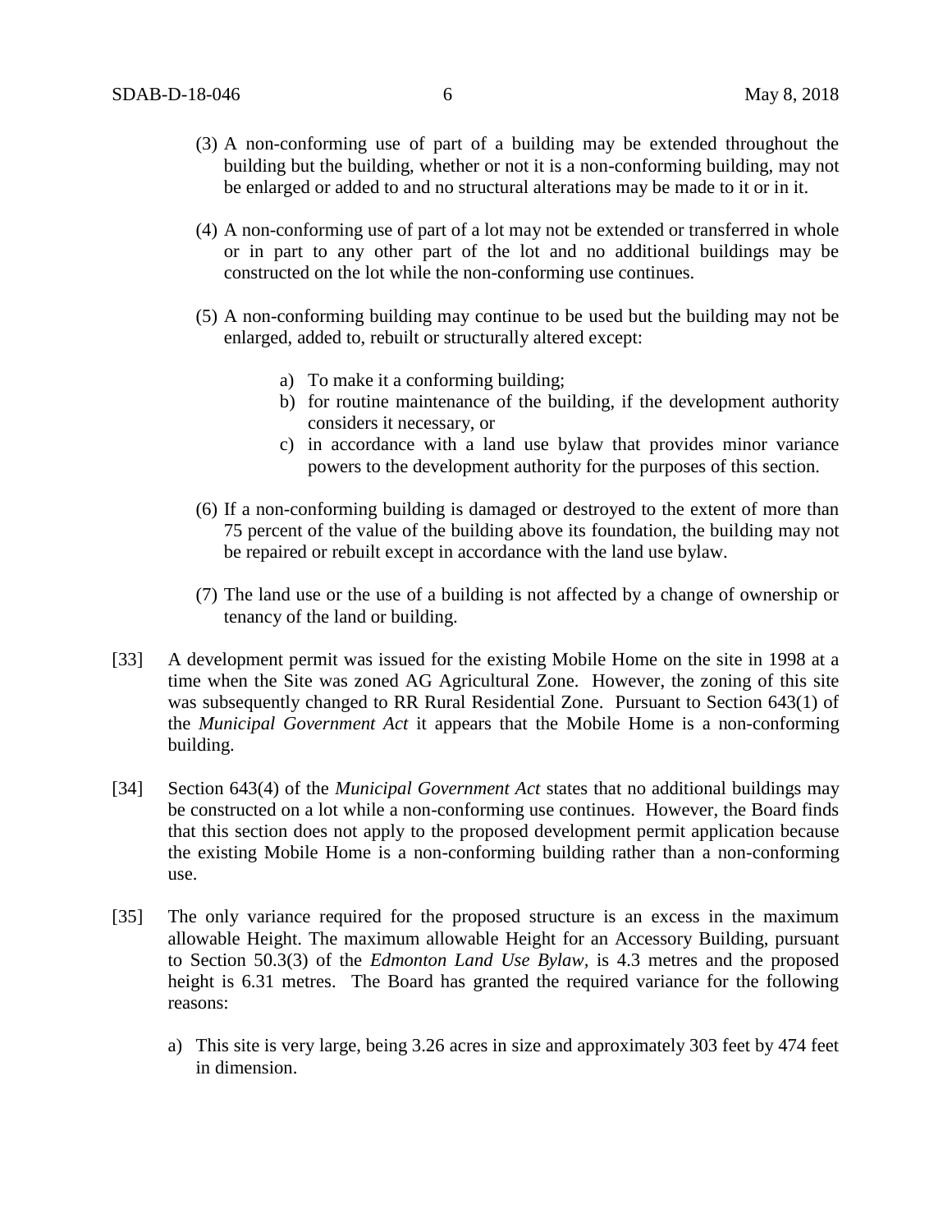(3) A non-conforming use of part of a building may be extended throughout the building but the building, whether or not it is a non-conforming building, may not be enlarged or added to and no structural alterations may be made to it or in it.

(4) A non-conforming use of part of a lot may not be extended or transferred in whole or in part to any other part of the lot and no additional buildings may be constructed on the lot while the non-conforming use continues.

(5) A non-conforming building may continue to be used but the building may not be enlarged, added to, rebuilt or structurally altered except:

> a) To make it a conforming building;
> b) for routine maintenance of the building, if the development authority considers it necessary, or
> c) in accordance with a land use bylaw that provides minor variance powers to the development authority for the purposes of this section.

(6) If a non-conforming building is damaged or destroyed to the extent of more than 75 percent of the value of the building above its foundation, the building may not be repaired or rebuilt except in accordance with the land use bylaw.

(7) The land use or the use of a building is not affected by a change of ownership or tenancy of the land or building.

[33] A development permit was issued for the existing Mobile Home on the site in 1998 at a time when the Site was zoned AG Agricultural Zone. However, the zoning of this site was subsequently changed to RR Rural Residential Zone. Pursuant to Section 643(1) of the *Municipal Government Act* it appears that the Mobile Home is a non-conforming building.

[34] Section 643(4) of the *Municipal Government Act* states that no additional buildings may be constructed on a lot while a non-conforming use continues. However, the Board finds that this section does not apply to the proposed development permit application because the existing Mobile Home is a non-conforming building rather than a non-conforming use.

[35] The only variance required for the proposed structure is an excess in the maximum allowable Height. The maximum allowable Height for an Accessory Building, pursuant to Section 50.3(3) of the *Edmonton Land Use Bylaw*, is 4.3 metres and the proposed height is 6.31 metres. The Board has granted the required variance for the following reasons:

a) This site is very large, being 3.26 acres in size and approximately 303 feet by 474 feet in dimension.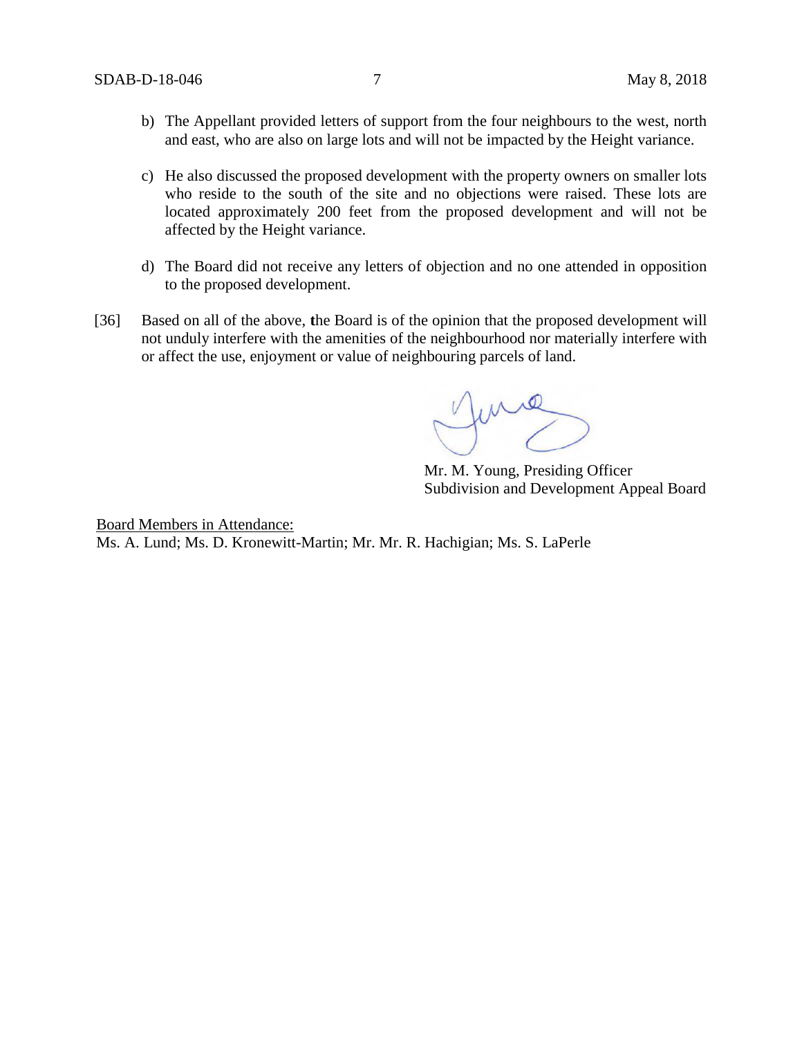b) The Appellant provided letters of support from the four neighbours to the west, north and east, who are also on large lots and will not be impacted by the Height variance.

c) He also discussed the proposed development with the property owners on smaller lots who reside to the south of the site and no objections were raised. These lots are located approximately 200 feet from the proposed development and will not be affected by the Height variance.

d) The Board did not receive any letters of objection and no one attended in opposition to the proposed development.

[36] Based on all of the above, the Board is of the opinion that the proposed development will not unduly interfere with the amenities of the neighbourhood nor materially interfere with or affect the use, enjoyment or value of neighbouring parcels of land.

Mr. M. Young, Presiding Officer
Subdivision and Development Appeal Board

Board Members in Attendance:
Ms. A. Lund; Ms. D. Kronewitt-Martin; Mr. Mr. R. Hachigian; Ms. S. LaPerle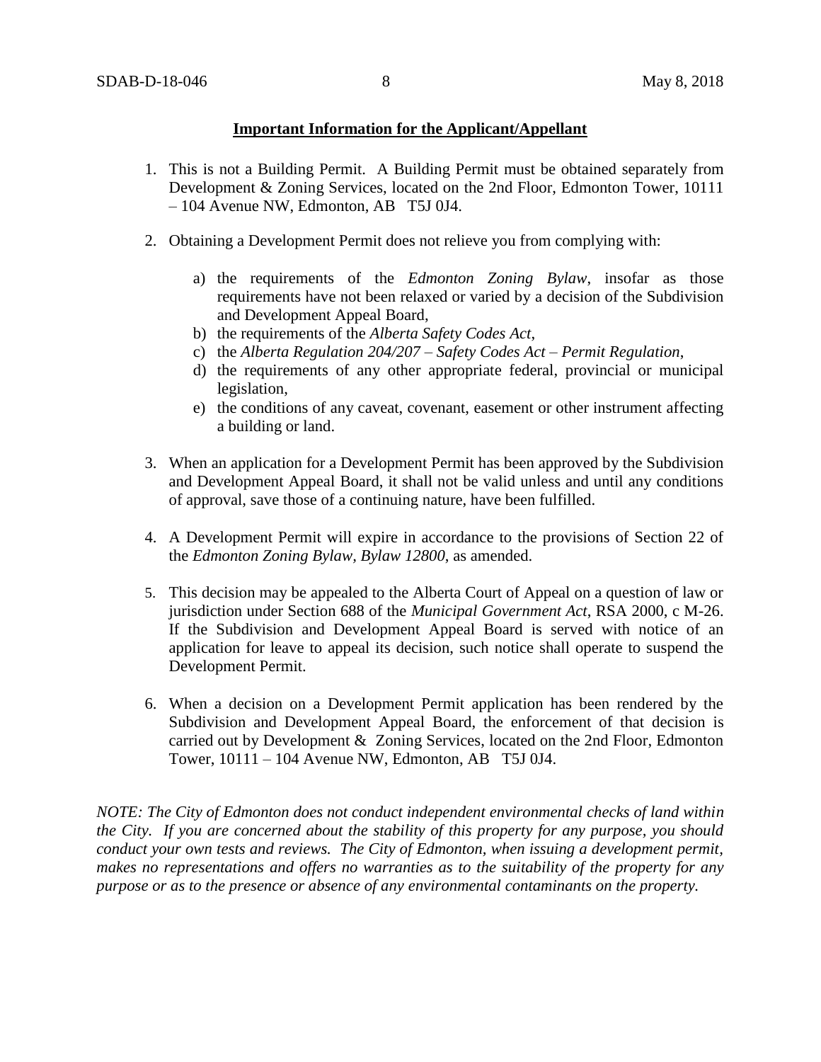**Important Information for the Applicant/Appellant**

1. This is not a Building Permit. A Building Permit must be obtained separately from Development & Zoning Services, located on the 2nd Floor, Edmonton Tower, 10111 – 104 Avenue NW, Edmonton, AB T5J 0J4.

2. Obtaining a Development Permit does not relieve you from complying with:

    a) the requirements of the *Edmonton Zoning Bylaw*, insofar as those requirements have not been relaxed or varied by a decision of the Subdivision and Development Appeal Board,
    b) the requirements of the *Alberta Safety Codes Act*,
    c) the *Alberta Regulation 204/207 – Safety Codes Act – Permit Regulation*,
    d) the requirements of any other appropriate federal, provincial or municipal legislation,
    e) the conditions of any caveat, covenant, easement or other instrument affecting a building or land.

3. When an application for a Development Permit has been approved by the Subdivision and Development Appeal Board, it shall not be valid unless and until any conditions of approval, save those of a continuing nature, have been fulfilled.

4. A Development Permit will expire in accordance to the provisions of Section 22 of the *Edmonton Zoning Bylaw, Bylaw 12800*, as amended.

5. This decision may be appealed to the Alberta Court of Appeal on a question of law or jurisdiction under Section 688 of the *Municipal Government Act*, RSA 2000, c M-26. If the Subdivision and Development Appeal Board is served with notice of an application for leave to appeal its decision, such notice shall operate to suspend the Development Permit.

6. When a decision on a Development Permit application has been rendered by the Subdivision and Development Appeal Board, the enforcement of that decision is carried out by Development & Zoning Services, located on the 2nd Floor, Edmonton Tower, 10111 – 104 Avenue NW, Edmonton, AB T5J 0J4.

*NOTE: The City of Edmonton does not conduct independent environmental checks of land within the City. If you are concerned about the stability of this property for any purpose, you should conduct your own tests and reviews. The City of Edmonton, when issuing a development permit, makes no representations and offers no warranties as to the suitability of the property for any purpose or as to the presence or absence of any environmental contaminants on the property.*